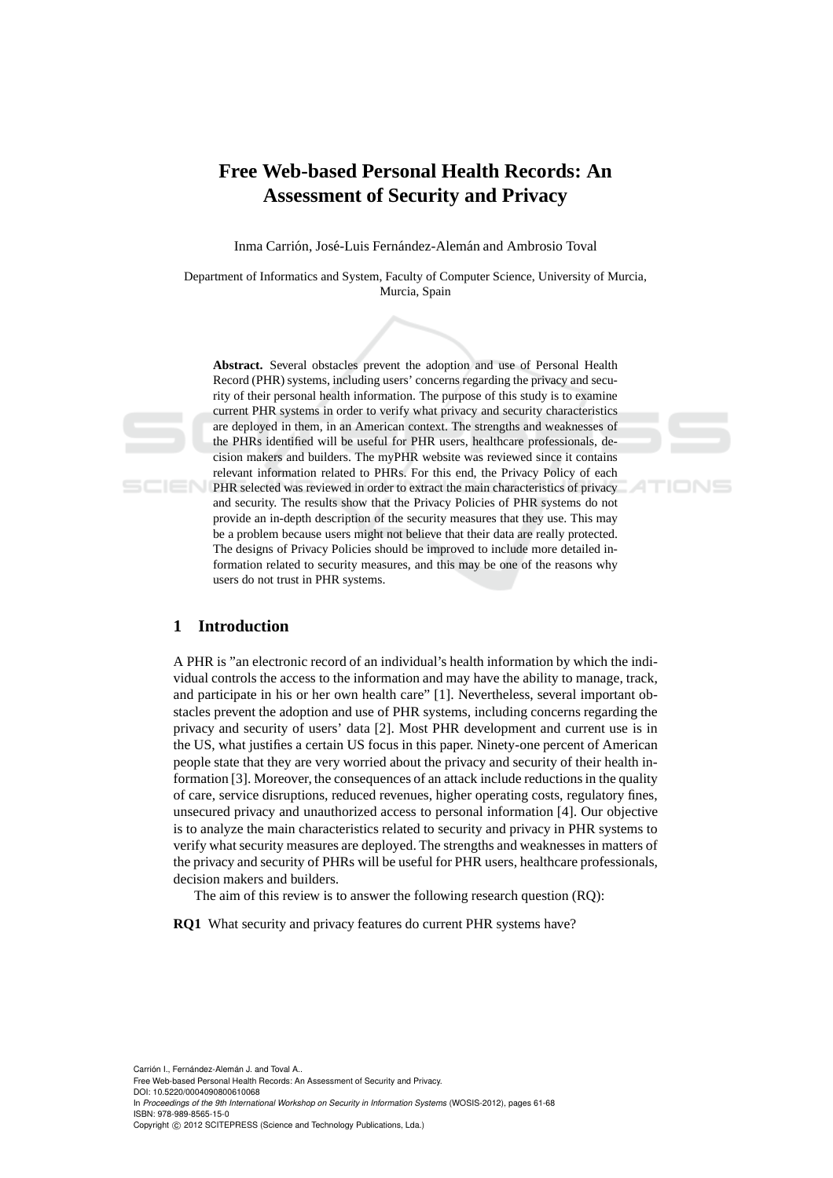# Free Web-based Personal Health Records: An Assessment of Security and Privacy

Inma Carrión, José-Luis Fernández-Alemán and Ambrosio Toval

Department of Informatics and System, Faculty of Computer Science, University of Murcia, Murcia, Spain

**Abstract.** Several obstacles prevent the adoption and use of Personal Health Record (PHR) systems, including users' concerns regarding the privacy and security of their personal health information. The purpose of this study is to examine current PHR systems in order to verify what privacy and security characteristics are deployed in them, in an American context. The strengths and weaknesses of the PHRs identified will be useful for PHR users, healthcare professionals, decision makers and builders. The myPHR website was reviewed since it contains relevant information related to PHRs. For this end, the Privacy Policy of each PHR selected was reviewed in order to extract the main characteristics of privacy and security. The results show that the Privacy Policies of PHR systems do not provide an in-depth description of the security measures that they use. This may be a problem because users might not believe that their data are really protected. The designs of Privacy Policies should be improved to include more detailed information related to security measures, and this may be one of the reasons why users do not trust in PHR systems.

## 1 Introduction

A PHR is "an electronic record of an individual's health information by which the individual controls the access to the information and may have the ability to manage, track, and participate in his or her own health care" [1]. Nevertheless, several important obstacles prevent the adoption and use of PHR systems, including concerns regarding the privacy and security of users' data [2]. Most PHR development and current use is in the US, what justifies a certain US focus in this paper. Ninety-one percent of American people state that they are very worried about the privacy and security of their health information [3]. Moreover, the consequences of an attack include reductions in the quality of care, service disruptions, reduced revenues, higher operating costs, regulatory fines, unsecured privacy and unauthorized access to personal information [4]. Our objective is to analyze the main characteristics related to security and privacy in PHR systems to verify what security measures are deployed. The strengths and weaknesses in matters of the privacy and security of PHRs will be useful for PHR users, healthcare professionals, decision makers and builders.

The aim of this review is to answer the following research question (RQ):

**RQ1** What security and privacy features do current PHR systems have?

Carrión I., Fernández-Alemán J. and Toval A..
Free Web-based Personal Health Records: An Assessment of Security and Privacy.
DOI: 10.5220/0004090800610068
In *Proceedings of the 9th International Workshop on Security in Information Systems* (WOSIS-2012), pages 61-68
ISBN: 978-989-8565-15-0
Copyright © 2012 SCITEPRESS (Science and Technology Publications, Lda.)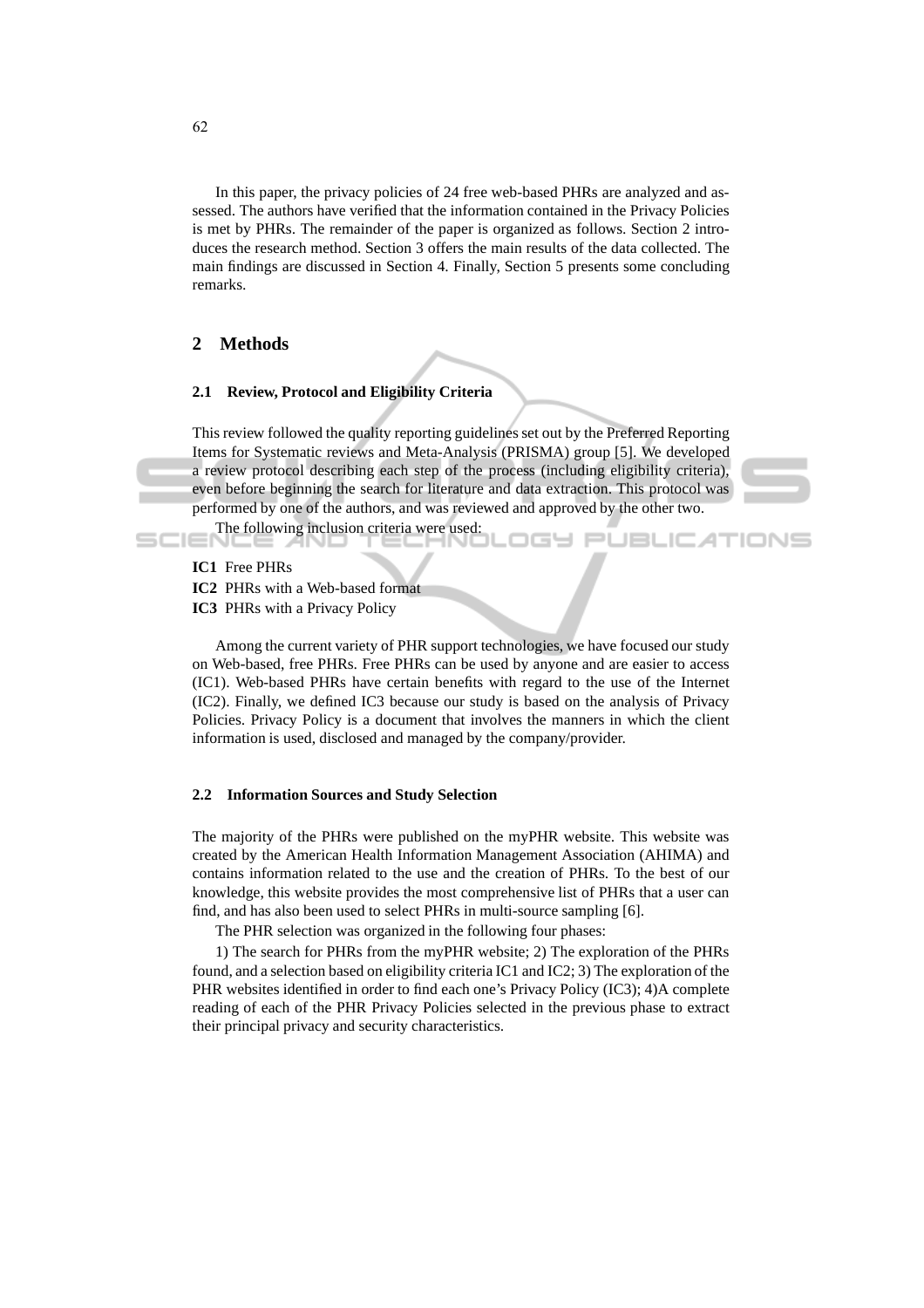In this paper, the privacy policies of 24 free web-based PHRs are analyzed and assessed. The authors have verified that the information contained in the Privacy Policies is met by PHRs. The remainder of the paper is organized as follows. Section 2 introduces the research method. Section 3 offers the main results of the data collected. The main findings are discussed in Section 4. Finally, Section 5 presents some concluding remarks.

## 2 Methods

### 2.1 Review, Protocol and Eligibility Criteria

This review followed the quality reporting guidelines set out by the Preferred Reporting Items for Systematic reviews and Meta-Analysis (PRISMA) group [5]. We developed a review protocol describing each step of the process (including eligibility criteria), even before beginning the search for literature and data extraction. This protocol was performed by one of the authors, and was reviewed and approved by the other two.

The following inclusion criteria were used:

**IC1** Free PHRs
**IC2** PHRs with a Web-based format
**IC3** PHRs with a Privacy Policy

Among the current variety of PHR support technologies, we have focused our study on Web-based, free PHRs. Free PHRs can be used by anyone and are easier to access (IC1). Web-based PHRs have certain benefits with regard to the use of the Internet (IC2). Finally, we defined IC3 because our study is based on the analysis of Privacy Policies. Privacy Policy is a document that involves the manners in which the client information is used, disclosed and managed by the company/provider.

### 2.2 Information Sources and Study Selection

The majority of the PHRs were published on the myPHR website. This website was created by the American Health Information Management Association (AHIMA) and contains information related to the use and the creation of PHRs. To the best of our knowledge, this website provides the most comprehensive list of PHRs that a user can find, and has also been used to select PHRs in multi-source sampling [6].

The PHR selection was organized in the following four phases:

1) The search for PHRs from the myPHR website; 2) The exploration of the PHRs found, and a selection based on eligibility criteria IC1 and IC2; 3) The exploration of the PHR websites identified in order to find each one's Privacy Policy (IC3); 4)A complete reading of each of the PHR Privacy Policies selected in the previous phase to extract their principal privacy and security characteristics.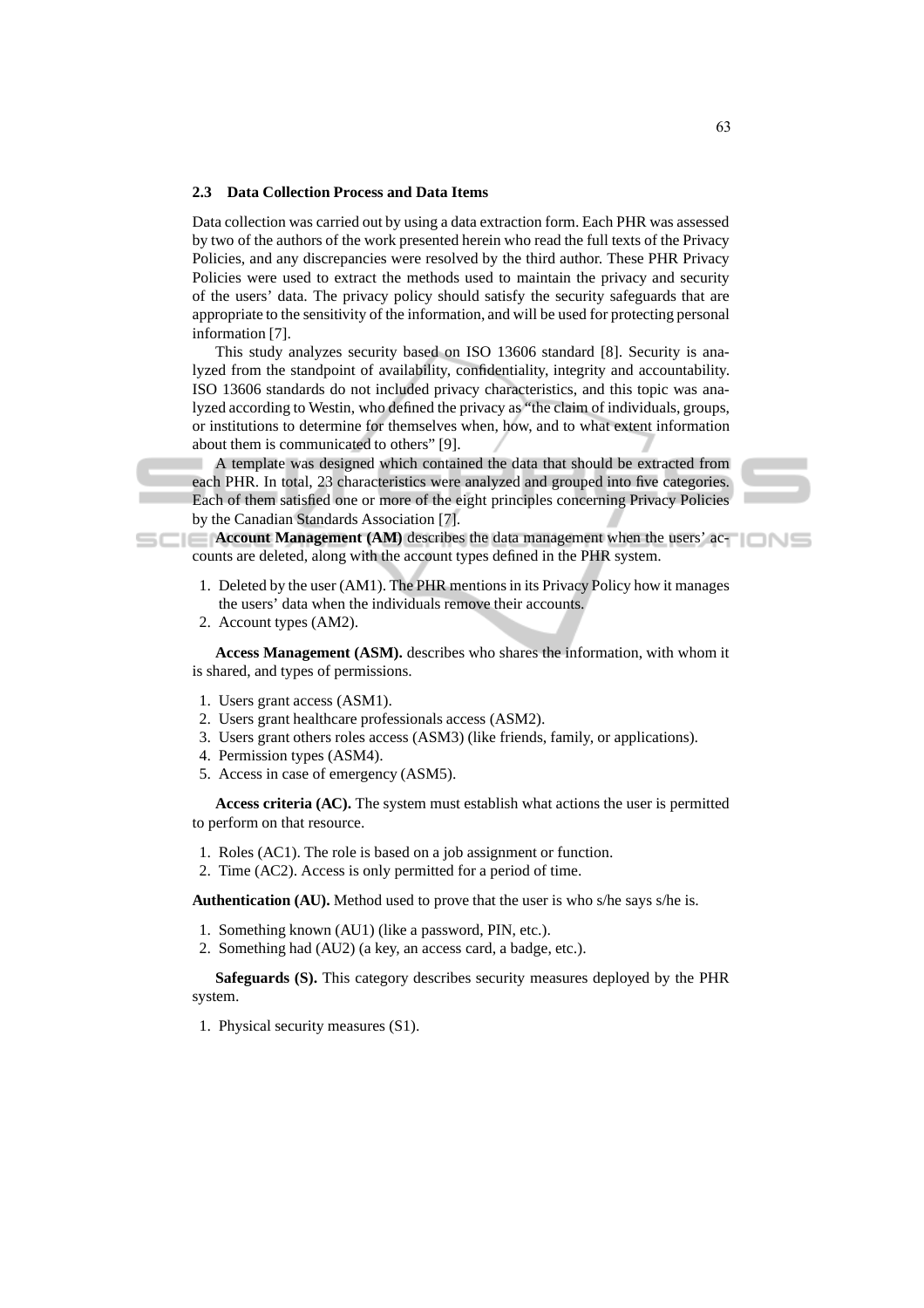### 2.3 Data Collection Process and Data Items

Data collection was carried out by using a data extraction form. Each PHR was assessed by two of the authors of the work presented herein who read the full texts of the Privacy Policies, and any discrepancies were resolved by the third author. These PHR Privacy Policies were used to extract the methods used to maintain the privacy and security of the users' data. The privacy policy should satisfy the security safeguards that are appropriate to the sensitivity of the information, and will be used for protecting personal information [7].

This study analyzes security based on ISO 13606 standard [8]. Security is analyzed from the standpoint of availability, confidentiality, integrity and accountability. ISO 13606 standards do not included privacy characteristics, and this topic was analyzed according to Westin, who defined the privacy as "the claim of individuals, groups, or institutions to determine for themselves when, how, and to what extent information about them is communicated to others" [9].

A template was designed which contained the data that should be extracted from each PHR. In total, 23 characteristics were analyzed and grouped into five categories. Each of them satisfied one or more of the eight principles concerning Privacy Policies by the Canadian Standards Association [7].

**Account Management (AM)** describes the data management when the users' accounts are deleted, along with the account types defined in the PHR system.

1. Deleted by the user (AM1). The PHR mentions in its Privacy Policy how it manages the users' data when the individuals remove their accounts.
2. Account types (AM2).

**Access Management (ASM).** describes who shares the information, with whom it is shared, and types of permissions.

1. Users grant access (ASM1).
2. Users grant healthcare professionals access (ASM2).
3. Users grant others roles access (ASM3) (like friends, family, or applications).
4. Permission types (ASM4).
5. Access in case of emergency (ASM5).

**Access criteria (AC).** The system must establish what actions the user is permitted to perform on that resource.

1. Roles (AC1). The role is based on a job assignment or function.
2. Time (AC2). Access is only permitted for a period of time.

**Authentication (AU).** Method used to prove that the user is who s/he says s/he is.

1. Something known (AU1) (like a password, PIN, etc.).
2. Something had (AU2) (a key, an access card, a badge, etc.).

**Safeguards (S).** This category describes security measures deployed by the PHR system.

1. Physical security measures (S1).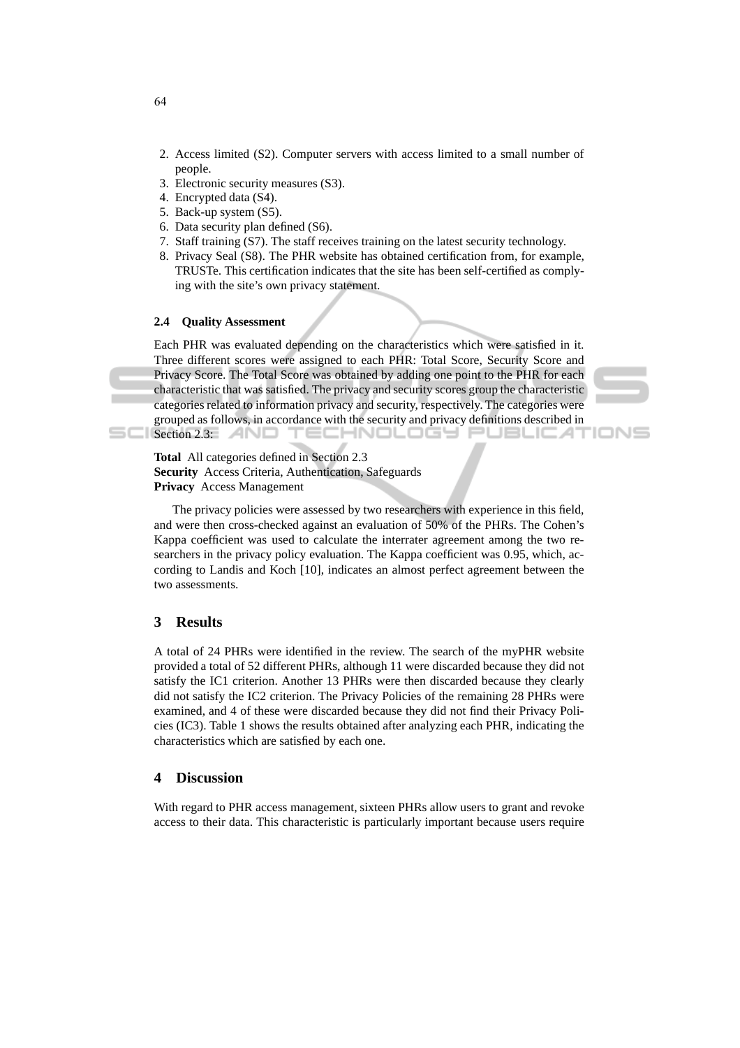2. Access limited (S2). Computer servers with access limited to a small number of people.
3. Electronic security measures (S3).
4. Encrypted data (S4).
5. Back-up system (S5).
6. Data security plan defined (S6).
7. Staff training (S7). The staff receives training on the latest security technology.
8. Privacy Seal (S8). The PHR website has obtained certification from, for example, TRUSTe. This certification indicates that the site has been self-certified as complying with the site's own privacy statement.

### 2.4 Quality Assessment

Each PHR was evaluated depending on the characteristics which were satisfied in it. Three different scores were assigned to each PHR: Total Score, Security Score and Privacy Score. The Total Score was obtained by adding one point to the PHR for each characteristic that was satisfied. The privacy and security scores group the characteristic categories related to information privacy and security, respectively. The categories were grouped as follows, in accordance with the security and privacy definitions described in Section 2.3:

**Total** All categories defined in Section 2.3
**Security** Access Criteria, Authentication, Safeguards
**Privacy** Access Management

The privacy policies were assessed by two researchers with experience in this field, and were then cross-checked against an evaluation of 50% of the PHRs. The Cohen's Kappa coefficient was used to calculate the interrater agreement among the two researchers in the privacy policy evaluation. The Kappa coefficient was 0.95, which, according to Landis and Koch [10], indicates an almost perfect agreement between the two assessments.

## 3 Results

A total of 24 PHRs were identified in the review. The search of the myPHR website provided a total of 52 different PHRs, although 11 were discarded because they did not satisfy the IC1 criterion. Another 13 PHRs were then discarded because they clearly did not satisfy the IC2 criterion. The Privacy Policies of the remaining 28 PHRs were examined, and 4 of these were discarded because they did not find their Privacy Policies (IC3). Table 1 shows the results obtained after analyzing each PHR, indicating the characteristics which are satisfied by each one.

## 4 Discussion

With regard to PHR access management, sixteen PHRs allow users to grant and revoke access to their data. This characteristic is particularly important because users require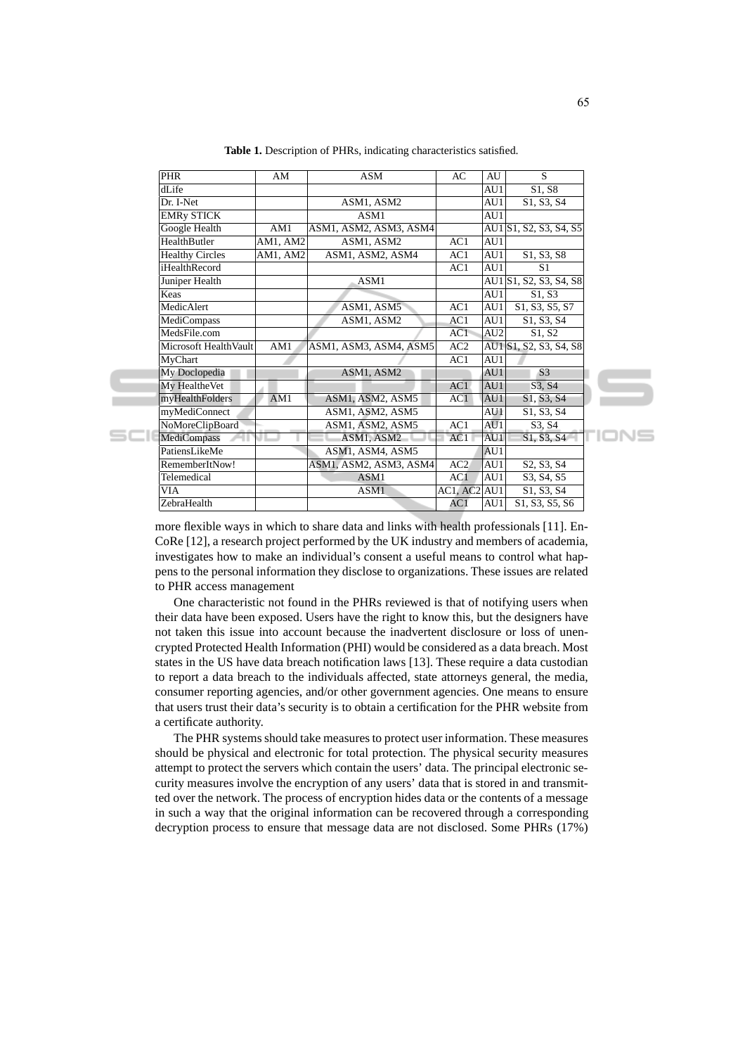**Table 1.** Description of PHRs, indicating characteristics satisfied.

| PHR | AM | ASM | AC | AU | S |
|---|---|---|---|---|---|
| dLife | | | | AU1 | S1, S8 |
| Dr. I-Net | | ASM1, ASM2 | | AU1 | S1, S3, S4 |
| EMRy STICK | | ASM1 | | AU1 | |
| Google Health | AM1 | ASM1, ASM2, ASM3, ASM4 | | AU1 | S1, S2, S3, S4, S5 |
| HealthButler | AM1, AM2 | ASM1, ASM2 | AC1 | AU1 | |
| Healthy Circles | AM1, AM2 | ASM1, ASM2, ASM4 | AC1 | AU1 | S1, S3, S8 |
| iHealthRecord | | | AC1 | AU1 | S1 |
| Juniper Health | | ASM1 | | AU1 | S1, S2, S3, S4, S8 |
| Keas | | | | AU1 | S1, S3 |
| MedicAlert | | ASM1, ASM5 | AC1 | AU1 | S1, S3, S5, S7 |
| MediCompass | | ASM1, ASM2 | AC1 | AU1 | S1, S3, S4 |
| MedsFile.com | | | AC1 | AU2 | S1, S2 |
| Microsoft HealthVault | AM1 | ASM1, ASM3, ASM4, ASM5 | AC2 | AU1 | S1, S2, S3, S4, S8 |
| MyChart | | | AC1 | AU1 | |
| My Doclopedia | | ASM1, ASM2 | | AU1 | S3 |
| My HealtheVet | | | AC1 | AU1 | S3, S4 |
| myHealthFolders | AM1 | ASM1, ASM2, ASM5 | AC1 | AU1 | S1, S3, S4 |
| myMediConnect | | ASM1, ASM2, ASM5 | | AU1 | S1, S3, S4 |
| NoMoreClipBoard | | ASM1, ASM2, ASM5 | AC1 | AU1 | S3, S4 |
| MediCompass | | ASM1, ASM2 | AC1 | AU1 | S1, S3, S4 |
| PatiensLikeMe | | ASM1, ASM4, ASM5 | | AU1 | |
| RememberItNow! | | ASM1, ASM2, ASM3, ASM4 | AC2 | AU1 | S2, S3, S4 |
| Telemedical | | ASM1 | AC1 | AU1 | S3, S4, S5 |
| VIA | | ASM1 | AC1, AC2 | AU1 | S1, S3, S4 |
| ZebraHealth | | | AC1 | AU1 | S1, S3, S5, S6 |

more flexible ways in which to share data and links with health professionals [11]. EnCoRe [12], a research project performed by the UK industry and members of academia, investigates how to make an individual's consent a useful means to control what happens to the personal information they disclose to organizations. These issues are related to PHR access management

One characteristic not found in the PHRs reviewed is that of notifying users when their data have been exposed. Users have the right to know this, but the designers have not taken this issue into account because the inadvertent disclosure or loss of unencrypted Protected Health Information (PHI) would be considered as a data breach. Most states in the US have data breach notification laws [13]. These require a data custodian to report a data breach to the individuals affected, state attorneys general, the media, consumer reporting agencies, and/or other government agencies. One means to ensure that users trust their data's security is to obtain a certification for the PHR website from a certificate authority.

The PHR systems should take measures to protect user information. These measures should be physical and electronic for total protection. The physical security measures attempt to protect the servers which contain the users' data. The principal electronic security measures involve the encryption of any users' data that is stored in and transmitted over the network. The process of encryption hides data or the contents of a message in such a way that the original information can be recovered through a corresponding decryption process to ensure that message data are not disclosed. Some PHRs (17%)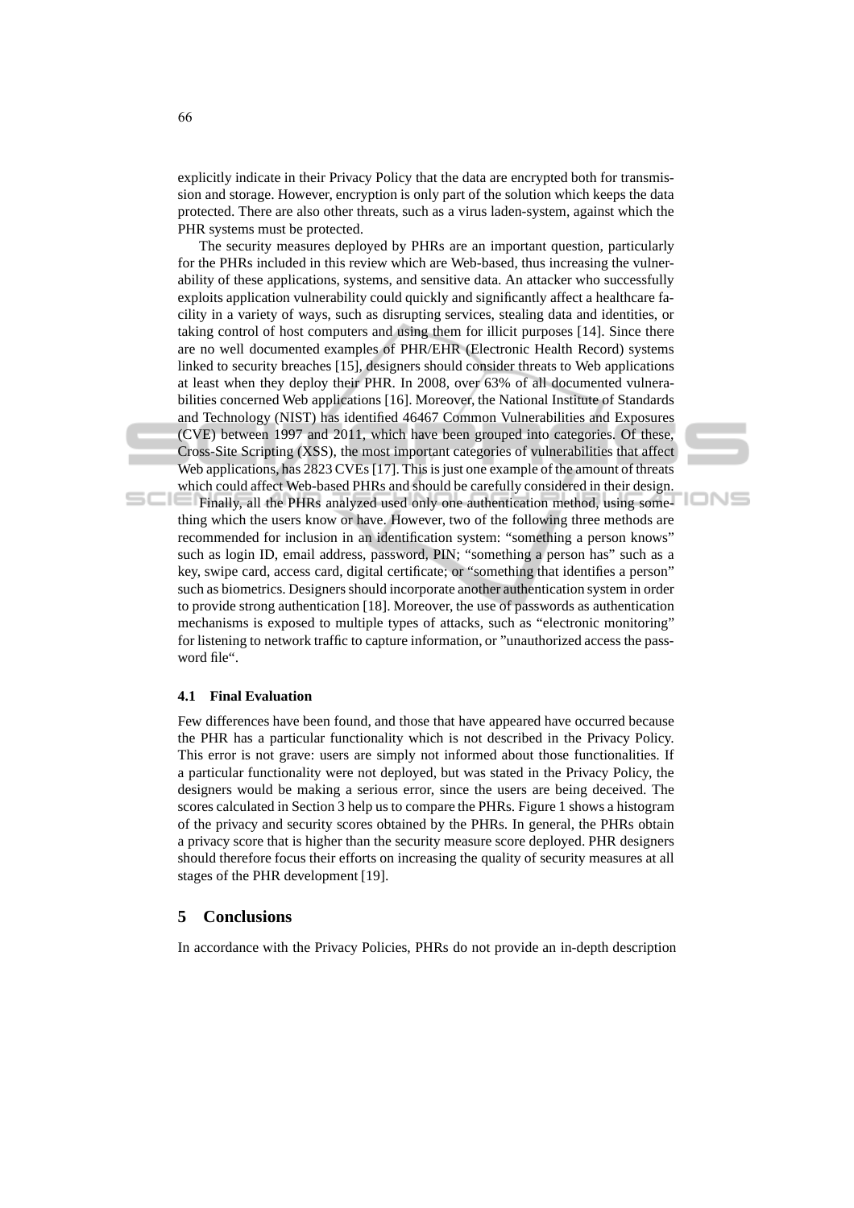explicitly indicate in their Privacy Policy that the data are encrypted both for transmission and storage. However, encryption is only part of the solution which keeps the data protected. There are also other threats, such as a virus laden-system, against which the PHR systems must be protected.

The security measures deployed by PHRs are an important question, particularly for the PHRs included in this review which are Web-based, thus increasing the vulnerability of these applications, systems, and sensitive data. An attacker who successfully exploits application vulnerability could quickly and significantly affect a healthcare facility in a variety of ways, such as disrupting services, stealing data and identities, or taking control of host computers and using them for illicit purposes [14]. Since there are no well documented examples of PHR/EHR (Electronic Health Record) systems linked to security breaches [15], designers should consider threats to Web applications at least when they deploy their PHR. In 2008, over 63% of all documented vulnerabilities concerned Web applications [16]. Moreover, the National Institute of Standards and Technology (NIST) has identified 46467 Common Vulnerabilities and Exposures (CVE) between 1997 and 2011, which have been grouped into categories. Of these, Cross-Site Scripting (XSS), the most important categories of vulnerabilities that affect Web applications, has 2823 CVEs [17]. This is just one example of the amount of threats which could affect Web-based PHRs and should be carefully considered in their design.

Finally, all the PHRs analyzed used only one authentication method, using something which the users know or have. However, two of the following three methods are recommended for inclusion in an identification system: "something a person knows" such as login ID, email address, password, PIN; "something a person has" such as a key, swipe card, access card, digital certificate; or "something that identifies a person" such as biometrics. Designers should incorporate another authentication system in order to provide strong authentication [18]. Moreover, the use of passwords as authentication mechanisms is exposed to multiple types of attacks, such as "electronic monitoring" for listening to network traffic to capture information, or "unauthorized access the password file".

### 4.1 Final Evaluation

Few differences have been found, and those that have appeared have occurred because the PHR has a particular functionality which is not described in the Privacy Policy. This error is not grave: users are simply not informed about those functionalities. If a particular functionality were not deployed, but was stated in the Privacy Policy, the designers would be making a serious error, since the users are being deceived. The scores calculated in Section 3 help us to compare the PHRs. Figure 1 shows a histogram of the privacy and security scores obtained by the PHRs. In general, the PHRs obtain a privacy score that is higher than the security measure score deployed. PHR designers should therefore focus their efforts on increasing the quality of security measures at all stages of the PHR development [19].

## 5 Conclusions

In accordance with the Privacy Policies, PHRs do not provide an in-depth description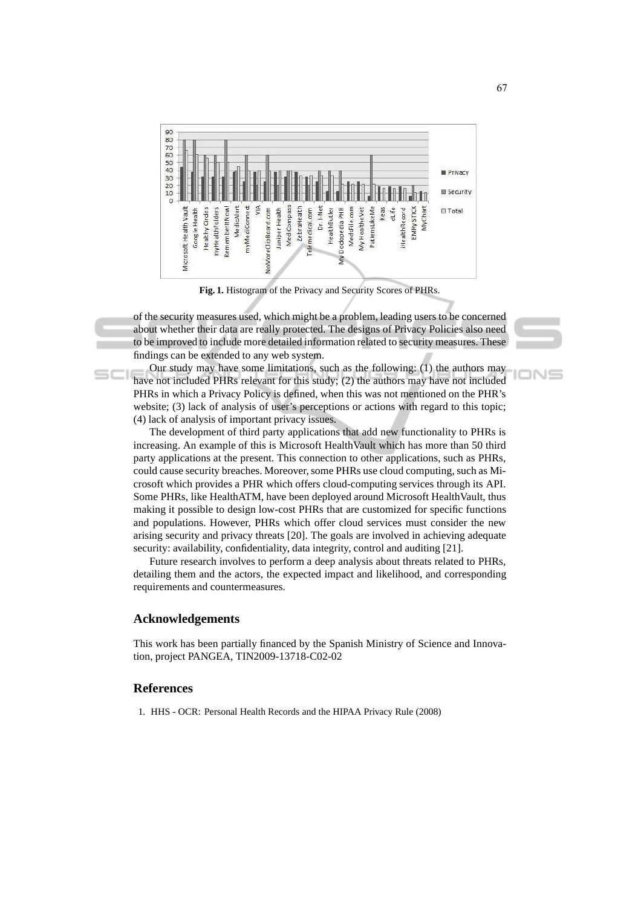**Fig. 1.** Histogram of the Privacy and Security Scores of PHRs.

of the security measures used, which might be a problem, leading users to be concerned about whether their data are really protected. The designs of Privacy Policies also need to be improved to include more detailed information related to security measures. These findings can be extended to any web system.

Our study may have some limitations, such as the following: (1) the authors may have not included PHRs relevant for this study; (2) the authors may have not included PHRs in which a Privacy Policy is defined, when this was not mentioned on the PHR's website; (3) lack of analysis of user's perceptions or actions with regard to this topic; (4) lack of analysis of important privacy issues.

The development of third party applications that add new functionality to PHRs is increasing. An example of this is Microsoft HealthVault which has more than 50 third party applications at the present. This connection to other applications, such as PHRs, could cause security breaches. Moreover, some PHRs use cloud computing, such as Microsoft which provides a PHR which offers cloud-computing services through its API. Some PHRs, like HealthATM, have been deployed around Microsoft HealthVault, thus making it possible to design low-cost PHRs that are customized for specific functions and populations. However, PHRs which offer cloud services must consider the new arising security and privacy threats [20]. The goals are involved in achieving adequate security: availability, confidentiality, data integrity, control and auditing [21].

Future research involves to perform a deep analysis about threats related to PHRs, detailing them and the actors, the expected impact and likelihood, and corresponding requirements and countermeasures.

## Acknowledgements

This work has been partially financed by the Spanish Ministry of Science and Innovation, project PANGEA, TIN2009-13718-C02-02

## References

1. HHS - OCR: Personal Health Records and the HIPAA Privacy Rule (2008)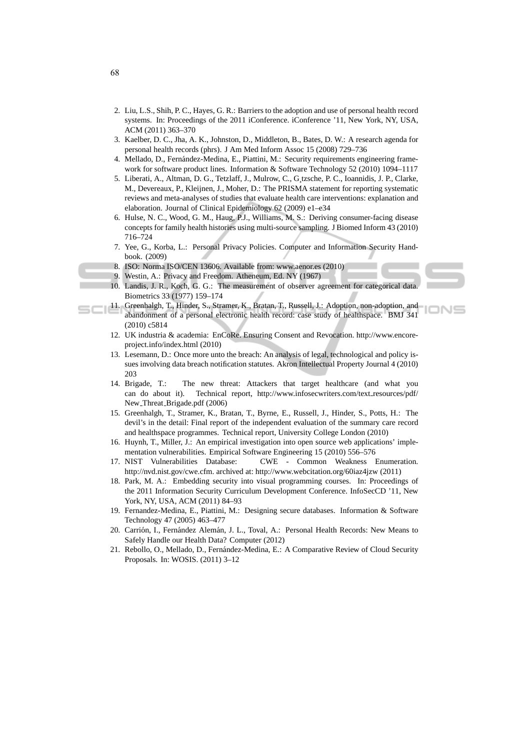2. Liu, L.S., Shih, P. C., Hayes, G. R.: Barriers to the adoption and use of personal health record systems. In: Proceedings of the 2011 iConference. iConference '11, New York, NY, USA, ACM (2011) 363–370
3. Kaelber, D. C., Jha, A. K., Johnston, D., Middleton, B., Bates, D. W.: A research agenda for personal health records (phrs). J Am Med Inform Assoc 15 (2008) 729–736
4. Mellado, D., Fernández-Medina, E., Piattini, M.: Security requirements engineering framework for software product lines. Information & Software Technology 52 (2010) 1094–1117
5. Liberati, A., Altman, D. G., Tetzlaff, J., Mulrow, C., G¸tzsche, P. C., Ioannidis, J. P., Clarke, M., Devereaux, P., Kleijnen, J., Moher, D.: The PRISMA statement for reporting systematic reviews and meta-analyses of studies that evaluate health care interventions: explanation and elaboration. Journal of Clinical Epidemiology 62 (2009) e1–e34
6. Hulse, N. C., Wood, G. M., Haug, P.J., Williams, M. S.: Deriving consumer-facing disease concepts for family health histories using multi-source sampling. J Biomed Inform 43 (2010) 716–724
7. Yee, G., Korba, L.: Personal Privacy Policies. Computer and Information Security Handbook. (2009)
8. ISO: Norma ISO/CEN 13606. Available from: www.aenor.es (2010)
9. Westin, A.: Privacy and Freedom. Atheneum, Ed. NY (1967)
10. Landis, J. R., Koch, G. G.: The measurement of observer agreement for categorical data. Biometrics 33 (1977) 159–174
11. Greenhalgh, T., Hinder, S., Stramer, K., Bratan, T., Russell, J.: Adoption, non-adoption, and abandonment of a personal electronic health record: case study of healthspace. BMJ 341 (2010) c5814
12. UK industria & academia: EnCoRe. Ensuring Consent and Revocation. http://www.encore-project.info/index.html (2010)
13. Lesemann, D.: Once more unto the breach: An analysis of legal, technological and policy issues involving data breach notification statutes. Akron Intellectual Property Journal 4 (2010) 203
14. Brigade, T.: The new threat: Attackers that target healthcare (and what you can do about it). Technical report, http://www.infosecwriters.com/text_resources/pdf/New_Threat_Brigade.pdf (2006)
15. Greenhalgh, T., Stramer, K., Bratan, T., Byrne, E., Russell, J., Hinder, S., Potts, H.: The devil's in the detail: Final report of the independent evaluation of the summary care record and healthspace programmes. Technical report, University College London (2010)
16. Huynh, T., Miller, J.: An empirical investigation into open source web applications' implementation vulnerabilities. Empirical Software Engineering 15 (2010) 556–576
17. NIST Vulnerabilities Database: CWE - Common Weakness Enumeration. http://nvd.nist.gov/cwe.cfm. archived at: http://www.webcitation.org/60iaz4jzw (2011)
18. Park, M. A.: Embedding security into visual programming courses. In: Proceedings of the 2011 Information Security Curriculum Development Conference. InfoSecCD '11, New York, NY, USA, ACM (2011) 84–93
19. Fernandez-Medina, E., Piattini, M.: Designing secure databases. Information & Software Technology 47 (2005) 463–477
20. Carrión, I., Fernández Alemán, J. L., Toval, A.: Personal Health Records: New Means to Safely Handle our Health Data? Computer (2012)
21. Rebollo, O., Mellado, D., Fernández-Medina, E.: A Comparative Review of Cloud Security Proposals. In: WOSIS. (2011) 3–12